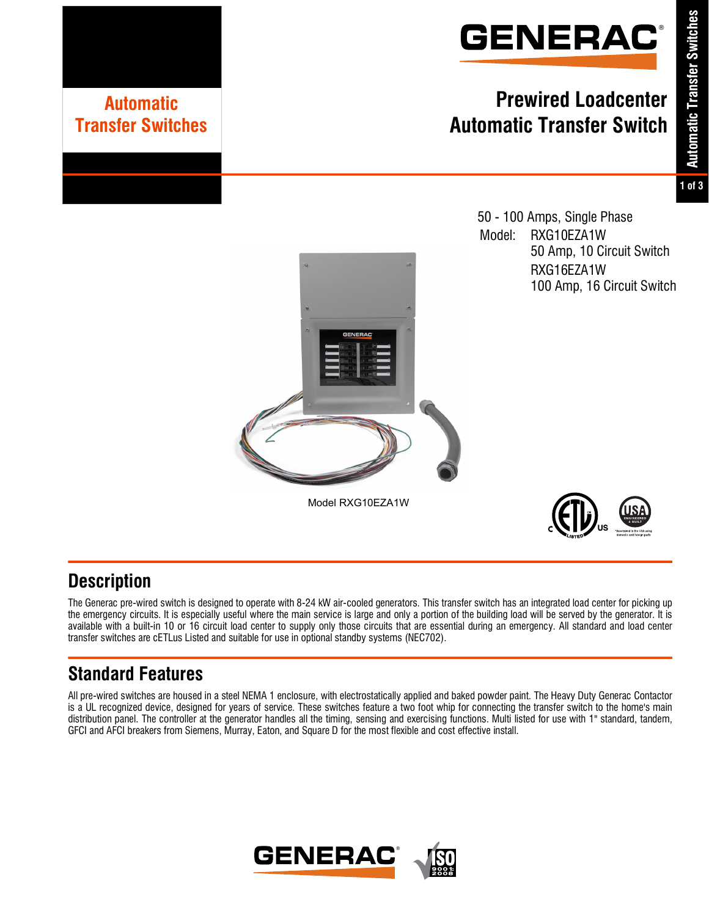# Automatic Transfer Switches

GENERAC

# Prewired Loadcenter Automatic Transfer Switch

50 - 100 Amps, Single Phase

Model: RXG10EZA1W
50 Amp, 10 Circuit Switch
RXG16EZA1W
100 Amp, 16 Circuit Switch

Model RXG10EZA1W

## Description

The Generac pre-wired switch is designed to operate with 8-24 kW air-cooled generators. This transfer switch has an integrated load center for picking up the emergency circuits. It is especially useful where the main service is large and only a portion of the building load will be served by the generator. It is available with a built-in 10 or 16 circuit load center to supply only those circuits that are essential during an emergency. All standard and load center transfer switches are cETLus Listed and suitable for use in optional standby systems (NEC702).

## Standard Features

All pre-wired switches are housed in a steel NEMA 1 enclosure, with electrostatically applied and baked powder paint. The Heavy Duty Generac Contactor is a UL recognized device, designed for years of service. These switches feature a two foot whip for connecting the transfer switch to the home's main distribution panel. The controller at the generator handles all the timing, sensing and exercising functions. Multi listed for use with 1" standard, tandem, GFCI and AFCI breakers from Siemens, Murray, Eaton, and Square D for the most flexible and cost effective install.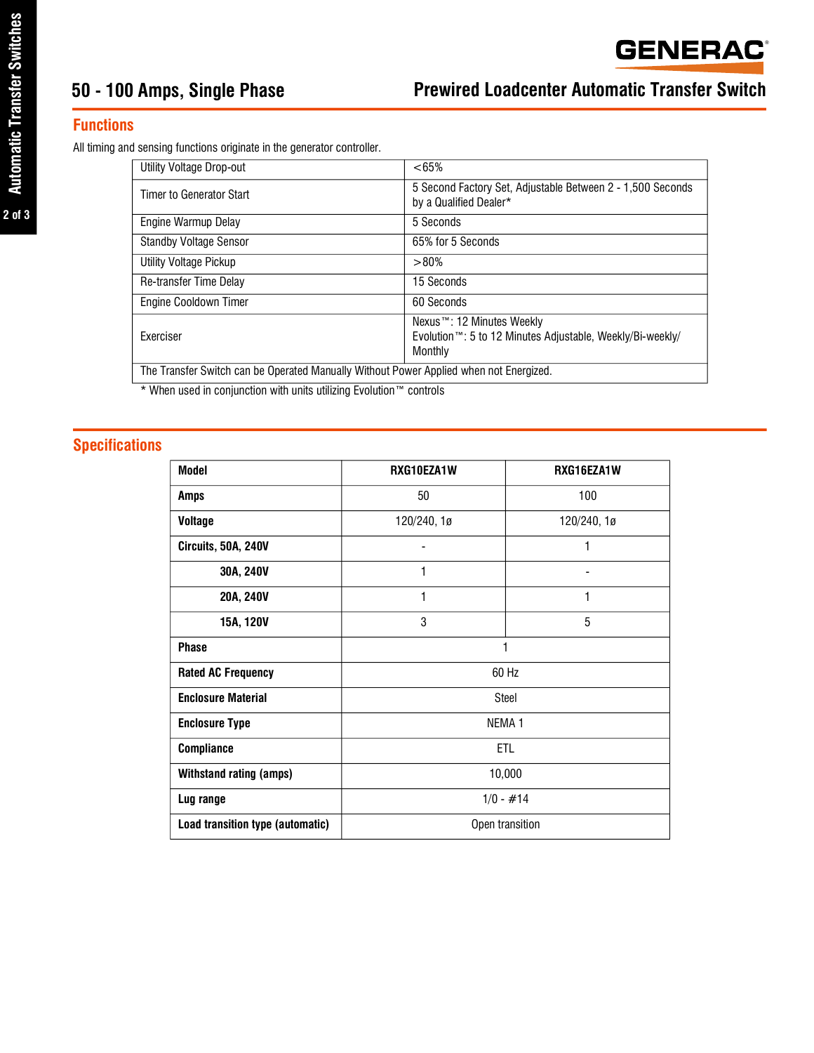## 50 - 100 Amps, Single Phase

## Prewired Loadcenter Automatic Transfer Switch

### Functions

All timing and sensing functions originate in the generator controller.

| | |
|---|---|
| Utility Voltage Drop-out | <65% |
| Timer to Generator Start | 5 Second Factory Set, Adjustable Between 2 - 1,500 Seconds by a Qualified Dealer* |
| Engine Warmup Delay | 5 Seconds |
| Standby Voltage Sensor | 65% for 5 Seconds |
| Utility Voltage Pickup | >80% |
| Re-transfer Time Delay | 15 Seconds |
| Engine Cooldown Timer | 60 Seconds |
| Exerciser | Nexus™: 12 Minutes Weekly<br>Evolution™: 5 to 12 Minutes Adjustable, Weekly/Bi-weekly/Monthly |
| The Transfer Switch can be Operated Manually Without Power Applied when not Energized. | |

* When used in conjunction with units utilizing Evolution™ controls

### Specifications

| **Model** | **RXG10EZA1W** | **RXG16EZA1W** |
|---|---|---|
| **Amps** | 50 | 100 |
| **Voltage** | 120/240, 1ø | 120/240, 1ø |
| **Circuits, 50A, 240V** | - | 1 |
| **30A, 240V** | 1 | - |
| **20A, 240V** | 1 | 1 |
| **15A, 120V** | 3 | 5 |
| **Phase** | 1 | |
| **Rated AC Frequency** | 60 Hz | |
| **Enclosure Material** | Steel | |
| **Enclosure Type** | NEMA 1 | |
| **Compliance** | ETL | |
| **Withstand rating (amps)** | 10,000 | |
| **Lug range** | 1/0 - #14 | |
| **Load transition type (automatic)** | Open transition | |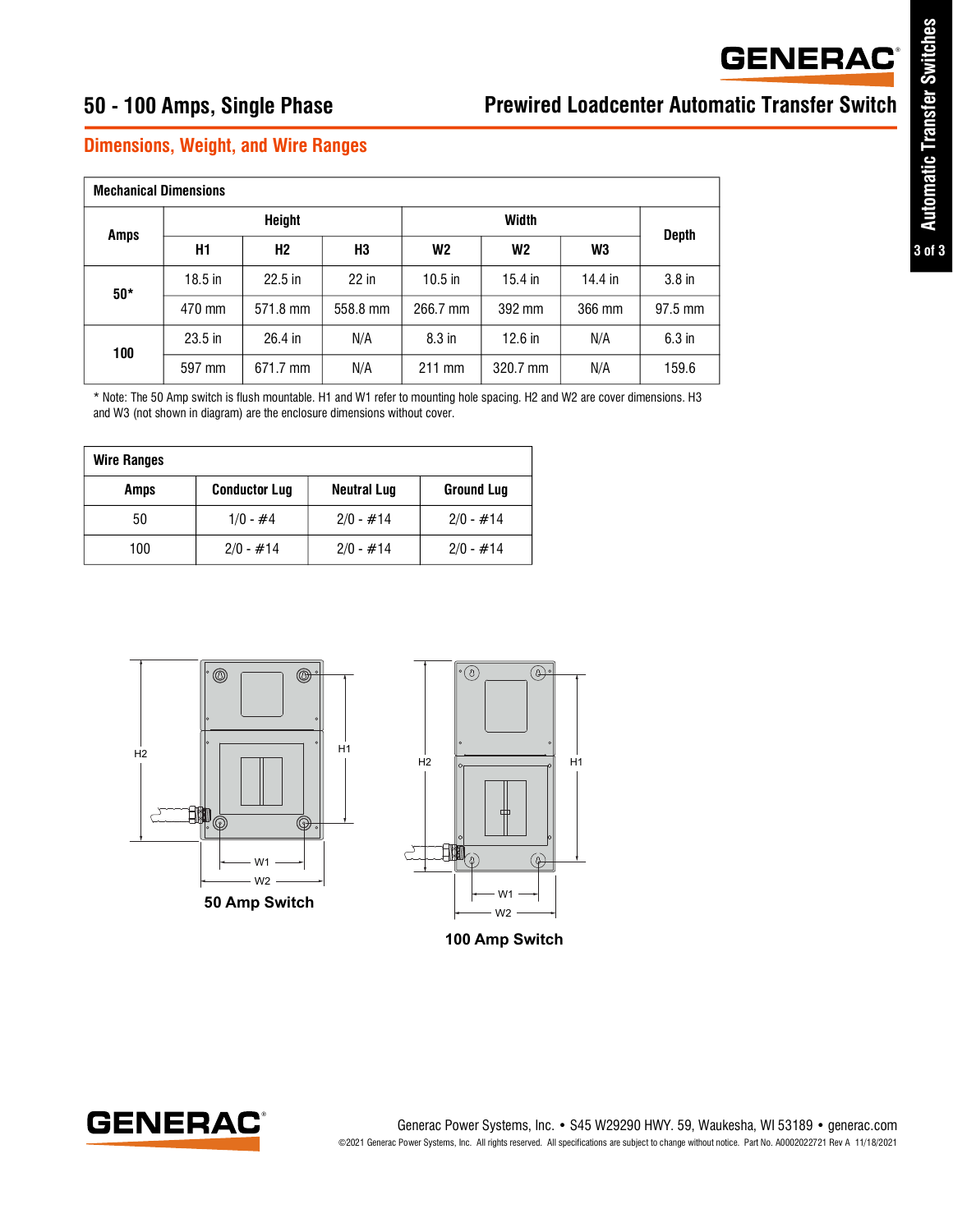## 50 - 100 Amps, Single Phase

## Prewired Loadcenter Automatic Transfer Switch

### Dimensions, Weight, and Wire Ranges

| Mechanical Dimensions | | | | | | | |
|---|---|---|---|---|---|---|---|
| Amps | Height | | | Width | | | Depth |
| | H1 | H2 | H3 | W2 | W2 | W3 | |
| 50* | 18.5 in | 22.5 in | 22 in | 10.5 in | 15.4 in | 14.4 in | 3.8 in |
| | 470 mm | 571.8 mm | 558.8 mm | 266.7 mm | 392 mm | 366 mm | 97.5 mm |
| 100 | 23.5 in | 26.4 in | N/A | 8.3 in | 12.6 in | N/A | 6.3 in |
| | 597 mm | 671.7 mm | N/A | 211 mm | 320.7 mm | N/A | 159.6 |

* Note: The 50 Amp switch is flush mountable. H1 and W1 refer to mounting hole spacing. H2 and W2 are cover dimensions. H3 and W3 (not shown in diagram) are the enclosure dimensions without cover.

| Wire Ranges | | | |
|---|---|---|---|
| Amps | Conductor Lug | Neutral Lug | Ground Lug |
| 50 | 1/0 - #4 | 2/0 - #14 | 2/0 - #14 |
| 100 | 2/0 - #14 | 2/0 - #14 | 2/0 - #14 |

H2
H1
W1
W2

**50 Amp Switch**

H2
H1
W1
W2

**100 Amp Switch**

Generac Power Systems, Inc. • S45 W29290 HWY. 59, Waukesha, WI 53189 • generac.com

©2021 Generac Power Systems, Inc. All rights reserved. All specifications are subject to change without notice. Part No. A0002022721 Rev A 11/18/2021